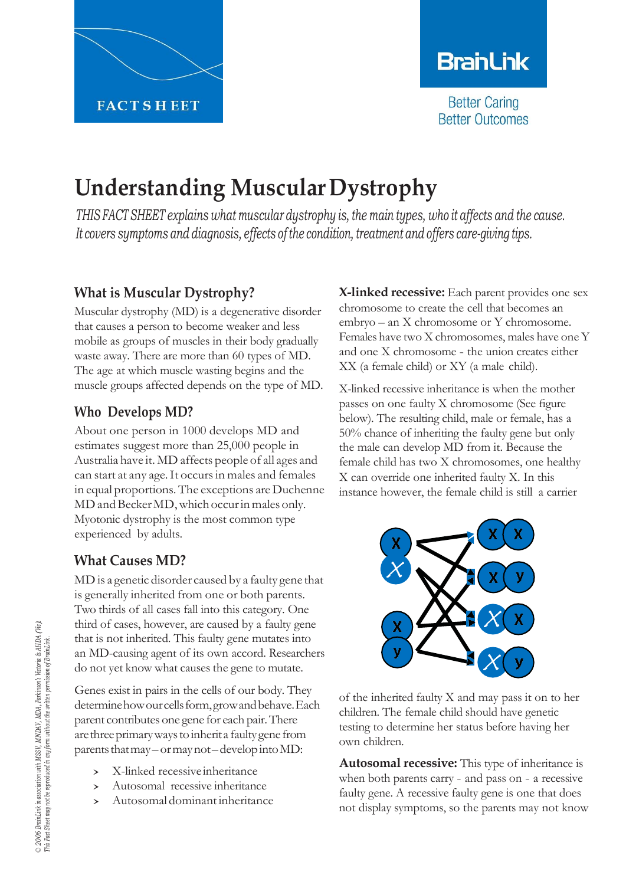FACT SHEET

BrainLink

Better Caring
Better Outcomes

# Understanding Muscular Dystrophy

*THIS FACT SHEET explains what muscular dystrophy is, the main types, who it affects and the cause. It covers symptoms and diagnosis, effects of the condition, treatment and offers care-giving tips.*

## What is Muscular Dystrophy?

Muscular dystrophy (MD) is a degenerative disorder that causes a person to become weaker and less mobile as groups of muscles in their body gradually waste away. There are more than 60 types of MD. The age at which muscle wasting begins and the muscle groups affected depends on the type of MD.

## Who Develops MD?

About one person in 1000 develops MD and estimates suggest more than 25,000 people in Australia have it. MD affects people of all ages and can start at any age. It occurs in males and females in equal proportions. The exceptions are Duchenne MD and Becker MD, which occur in males only. Myotonic dystrophy is the most common type experienced by adults.

## What Causes MD?

MD is a genetic disorder caused by a faulty gene that is generally inherited from one or both parents. Two thirds of all cases fall into this category. One third of cases, however, are caused by a faulty gene that is not inherited. This faulty gene mutates into an MD-causing agent of its own accord. Researchers do not yet know what causes the gene to mutate.

Genes exist in pairs in the cells of our body. They determine how our cells form, grow and behave. Each parent contributes one gene for each pair. There are three primary ways to inherit a faulty gene from parents that may – or may not – develop into MD:

- X-linked recessive inheritance
- Autosomal recessive inheritance
- Autosomal dominant inheritance

**X-linked recessive:** Each parent provides one sex chromosome to create the cell that becomes an embryo – an X chromosome or Y chromosome. Females have two X chromosomes, males have one Y and one X chromosome - the union creates either XX (a female child) or XY (a male child).

X-linked recessive inheritance is when the mother passes on one faulty X chromosome (See figure below). The resulting child, male or female, has a 50% chance of inheriting the faulty gene but only the male can develop MD from it. Because the female child has two X chromosomes, one healthy X can override one inherited faulty X. In this instance however, the female child is still a carrier of the inherited faulty X and may pass it on to her children. The female child should have genetic testing to determine her status before having her own children.

**Autosomal recessive:** This type of inheritance is when both parents carry - and pass on - a recessive faulty gene. A recessive faulty gene is one that does not display symptoms, so the parents may not know

© 2006 BrainLink in association with MSSV, MNDAV, MDA, Parkinson's Victoria & AHDA (Vic). This Fact Sheet may not be reproduced in any form without the written permission of BrainLink.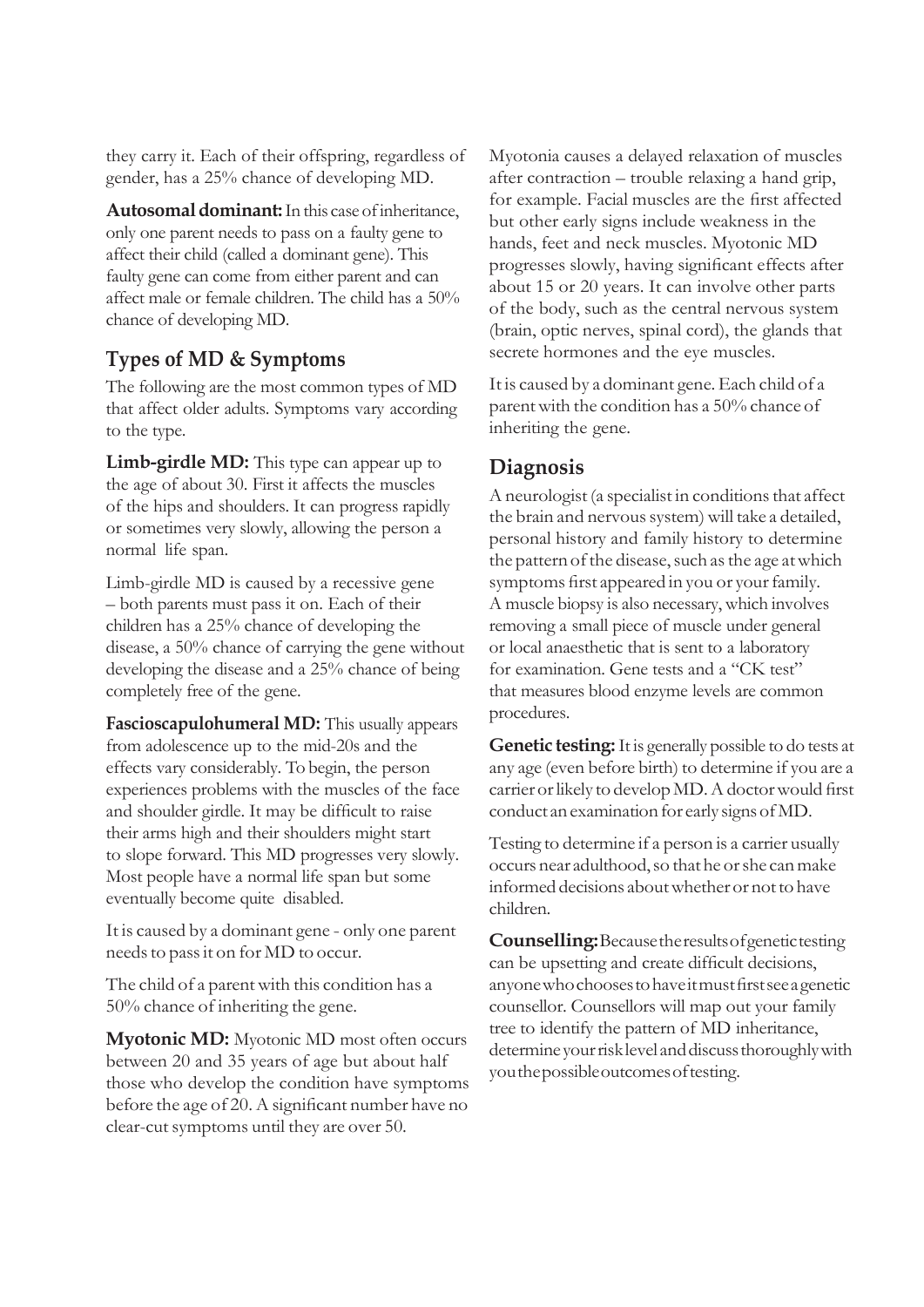they carry it. Each of their offspring, regardless of gender, has a 25% chance of developing MD.

**Autosomal dominant:** In this case of inheritance, only one parent needs to pass on a faulty gene to affect their child (called a dominant gene). This faulty gene can come from either parent and can affect male or female children. The child has a 50% chance of developing MD.

## Types of MD & Symptoms

The following are the most common types of MD that affect older adults. Symptoms vary according to the type.

**Limb-girdle MD:** This type can appear up to the age of about 30. First it affects the muscles of the hips and shoulders. It can progress rapidly or sometimes very slowly, allowing the person a normal life span.

Limb-girdle MD is caused by a recessive gene – both parents must pass it on. Each of their children has a 25% chance of developing the disease, a 50% chance of carrying the gene without developing the disease and a 25% chance of being completely free of the gene.

**Fascioscapulohumeral MD:** This usually appears from adolescence up to the mid-20s and the effects vary considerably. To begin, the person experiences problems with the muscles of the face and shoulder girdle. It may be difficult to raise their arms high and their shoulders might start to slope forward. This MD progresses very slowly. Most people have a normal life span but some eventually become quite disabled.

It is caused by a dominant gene - only one parent needs to pass it on for MD to occur.

The child of a parent with this condition has a 50% chance of inheriting the gene.

**Myotonic MD:** Myotonic MD most often occurs between 20 and 35 years of age but about half those who develop the condition have symptoms before the age of 20. A significant number have no clear-cut symptoms until they are over 50.

Myotonia causes a delayed relaxation of muscles after contraction – trouble relaxing a hand grip, for example. Facial muscles are the first affected but other early signs include weakness in the hands, feet and neck muscles. Myotonic MD progresses slowly, having significant effects after about 15 or 20 years. It can involve other parts of the body, such as the central nervous system (brain, optic nerves, spinal cord), the glands that secrete hormones and the eye muscles.

It is caused by a dominant gene. Each child of a parent with the condition has a 50% chance of inheriting the gene.

## Diagnosis

A neurologist (a specialist in conditions that affect the brain and nervous system) will take a detailed, personal history and family history to determine the pattern of the disease, such as the age at which symptoms first appeared in you or your family. A muscle biopsy is also necessary, which involves removing a small piece of muscle under general or local anaesthetic that is sent to a laboratory for examination. Gene tests and a "CK test" that measures blood enzyme levels are common procedures.

**Genetic testing:** It is generally possible to do tests at any age (even before birth) to determine if you are a carrier or likely to develop MD. A doctor would first conduct an examination for early signs of MD.

Testing to determine if a person is a carrier usually occurs near adulthood, so that he or she can make informed decisions about whether or not to have children.

**Counselling:** Because the results of genetic testing can be upsetting and create difficult decisions, anyone who chooses to have it must first see a genetic counsellor. Counsellors will map out your family tree to identify the pattern of MD inheritance, determine your risk level and discuss thoroughly with you the possible outcomes of testing.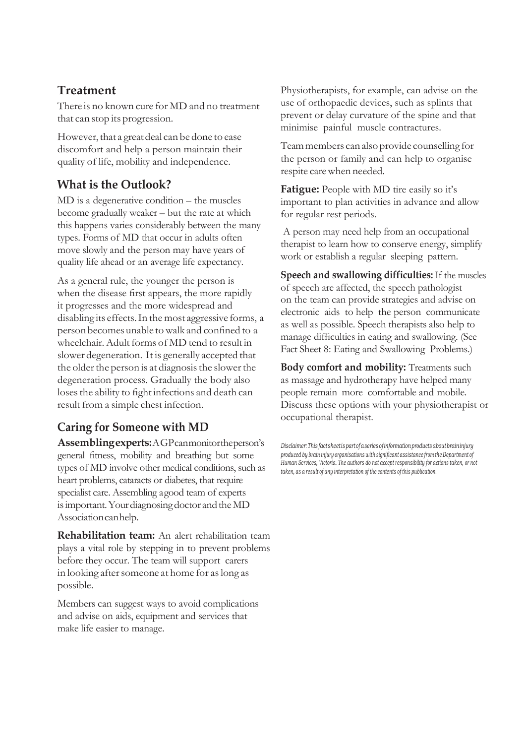## Treatment

There is no known cure for MD and no treatment that can stop its progression.

However, that a great deal can be done to ease discomfort and help a person maintain their quality of life, mobility and independence.

## What is the Outlook?

MD is a degenerative condition – the muscles become gradually weaker – but the rate at which this happens varies considerably between the many types. Forms of MD that occur in adults often move slowly and the person may have years of quality life ahead or an average life expectancy.

As a general rule, the younger the person is when the disease first appears, the more rapidly it progresses and the more widespread and disabling its effects. In the most aggressive forms, a person becomes unable to walk and confined to a wheelchair. Adult forms of MD tend to result in slower degeneration. It is generally accepted that the older the person is at diagnosis the slower the degeneration process. Gradually the body also loses the ability to fight infections and death can result from a simple chest infection.

## Caring for Someone with MD

**Assembling experts:** A GP can monitor the person's general fitness, mobility and breathing but some types of MD involve other medical conditions, such as heart problems, cataracts or diabetes, that require specialist care. Assembling a good team of experts is important. Your diagnosing doctor and the MD Association can help.

**Rehabilitation team:** An alert rehabilitation team plays a vital role by stepping in to prevent problems before they occur. The team will support carers in looking after someone at home for as long as possible.

Members can suggest ways to avoid complications and advise on aids, equipment and services that make life easier to manage.

Physiotherapists, for example, can advise on the use of orthopaedic devices, such as splints that prevent or delay curvature of the spine and that minimise painful muscle contractures.

Team members can also provide counselling for the person or family and can help to organise respite care when needed.

**Fatigue:** People with MD tire easily so it's important to plan activities in advance and allow for regular rest periods.

A person may need help from an occupational therapist to learn how to conserve energy, simplify work or establish a regular sleeping pattern.

**Speech and swallowing difficulties:** If the muscles of speech are affected, the speech pathologist on the team can provide strategies and advise on electronic aids to help the person communicate as well as possible. Speech therapists also help to manage difficulties in eating and swallowing. (See Fact Sheet 8: Eating and Swallowing Problems.)

**Body comfort and mobility:** Treatments such as massage and hydrotherapy have helped many people remain more comfortable and mobile. Discuss these options with your physiotherapist or occupational therapist.

*Disclaimer: This fact sheet is part of a series of information products about brain injury produced by brain injury organisations with significant assistance from the Department of Human Services, Victoria. The authors do not accept responsibility for actions taken, or not taken, as a result of any interpretation of the contents of this publication.*